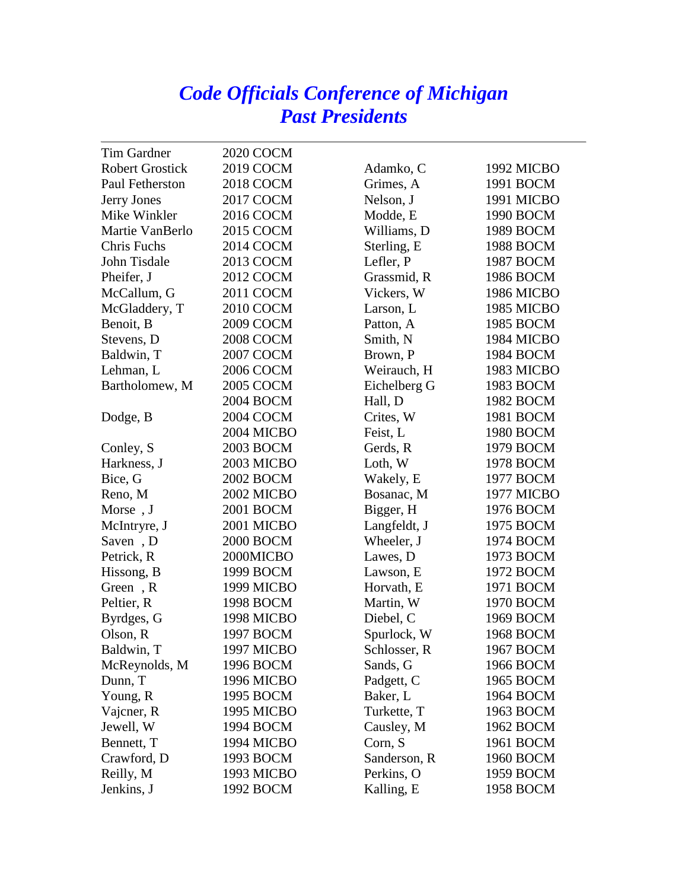# *Code Officials Conference of Michigan*
# *Past Presidents*

---

| | | | |
|---|---|---|---|
| Tim Gardner | 2020 COCM | | |
| Robert Grostick | 2019 COCM | Adamko, C | 1992 MICBO |
| Paul Fetherston | 2018 COCM | Grimes, A | 1991 BOCM |
| Jerry Jones | 2017 COCM | Nelson, J | 1991 MICBO |
| Mike Winkler | 2016 COCM | Modde, E | 1990 BOCM |
| Martie VanBerlo | 2015 COCM | Williams, D | 1989 BOCM |
| Chris Fuchs | 2014 COCM | Sterling, E | 1988 BOCM |
| John Tisdale | 2013 COCM | Lefler, P | 1987 BOCM |
| Pheifer, J | 2012 COCM | Grassmid, R | 1986 BOCM |
| McCallum, G | 2011 COCM | Vickers, W | 1986 MICBO |
| McGladdery, T | 2010 COCM | Larson, L | 1985 MICBO |
| Benoit, B | 2009 COCM | Patton, A | 1985 BOCM |
| Stevens, D | 2008 COCM | Smith, N | 1984 MICBO |
| Baldwin, T | 2007 COCM | Brown, P | 1984 BOCM |
| Lehman, L | 2006 COCM | Weirauch, H | 1983 MICBO |
| Bartholomew, M | 2005 COCM | Eichelberg G | 1983 BOCM |
| | 2004 BOCM | Hall, D | 1982 BOCM |
| Dodge, B | 2004 COCM | Crites, W | 1981 BOCM |
| | 2004 MICBO | Feist, L | 1980 BOCM |
| Conley, S | 2003 BOCM | Gerds, R | 1979 BOCM |
| Harkness, J | 2003 MICBO | Loth, W | 1978 BOCM |
| Bice, G | 2002 BOCM | Wakely, E | 1977 BOCM |
| Reno, M | 2002 MICBO | Bosanac, M | 1977 MICBO |
| Morse , J | 2001 BOCM | Bigger, H | 1976 BOCM |
| McIntryre, J | 2001 MICBO | Langfeldt, J | 1975 BOCM |
| Saven , D | 2000 BOCM | Wheeler, J | 1974 BOCM |
| Petrick, R | 2000MICBO | Lawes, D | 1973 BOCM |
| Hissong, B | 1999 BOCM | Lawson, E | 1972 BOCM |
| Green , R | 1999 MICBO | Horvath, E | 1971 BOCM |
| Peltier, R | 1998 BOCM | Martin, W | 1970 BOCM |
| Byrdges, G | 1998 MICBO | Diebel, C | 1969 BOCM |
| Olson, R | 1997 BOCM | Spurlock, W | 1968 BOCM |
| Baldwin, T | 1997 MICBO | Schlosser, R | 1967 BOCM |
| McReynolds, M | 1996 BOCM | Sands, G | 1966 BOCM |
| Dunn, T | 1996 MICBO | Padgett, C | 1965 BOCM |
| Young, R | 1995 BOCM | Baker, L | 1964 BOCM |
| Vajcner, R | 1995 MICBO | Turkette, T | 1963 BOCM |
| Jewell, W | 1994 BOCM | Causley, M | 1962 BOCM |
| Bennett, T | 1994 MICBO | Corn, S | 1961 BOCM |
| Crawford, D | 1993 BOCM | Sanderson, R | 1960 BOCM |
| Reilly, M | 1993 MICBO | Perkins, O | 1959 BOCM |
| Jenkins, J | 1992 BOCM | Kalling, E | 1958 BOCM |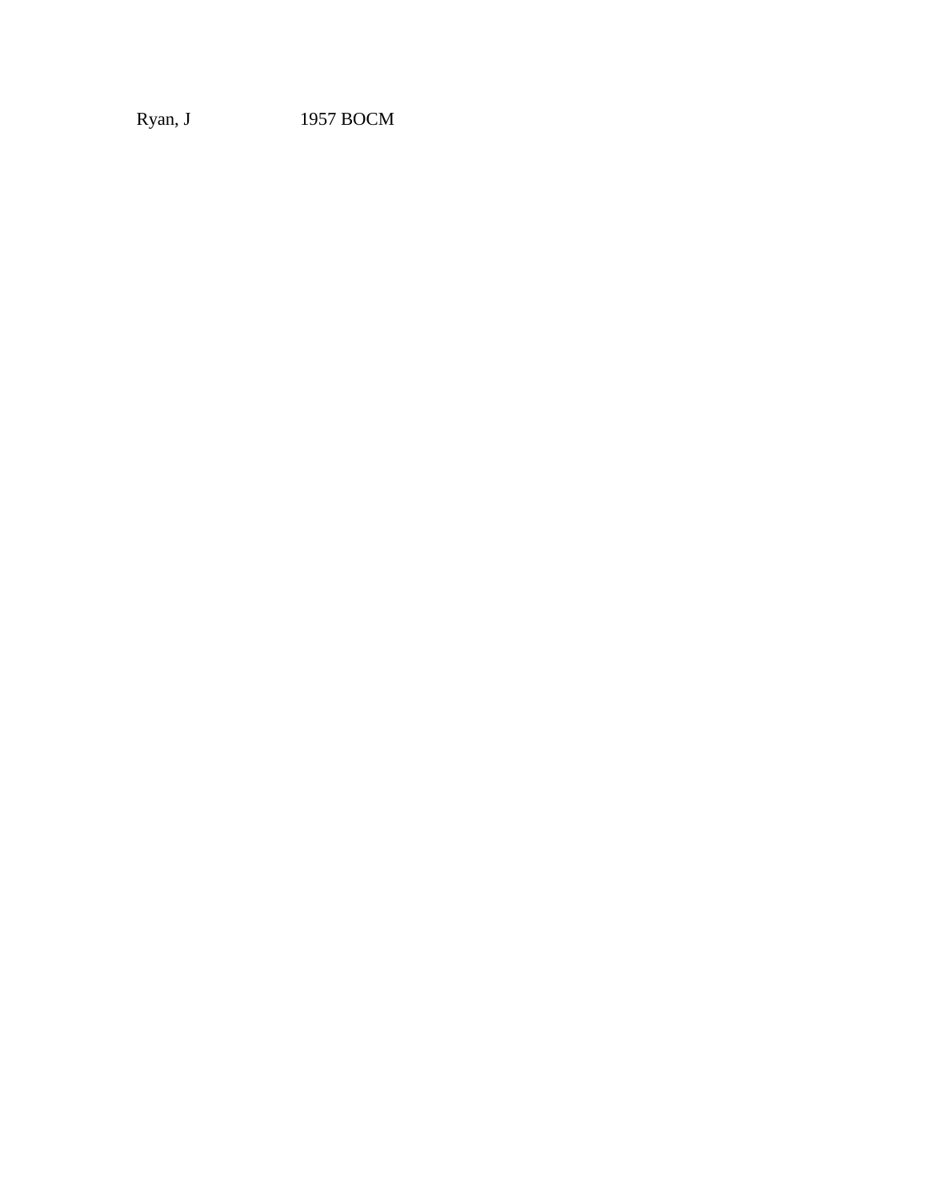Ryan, J 1957 BOCM